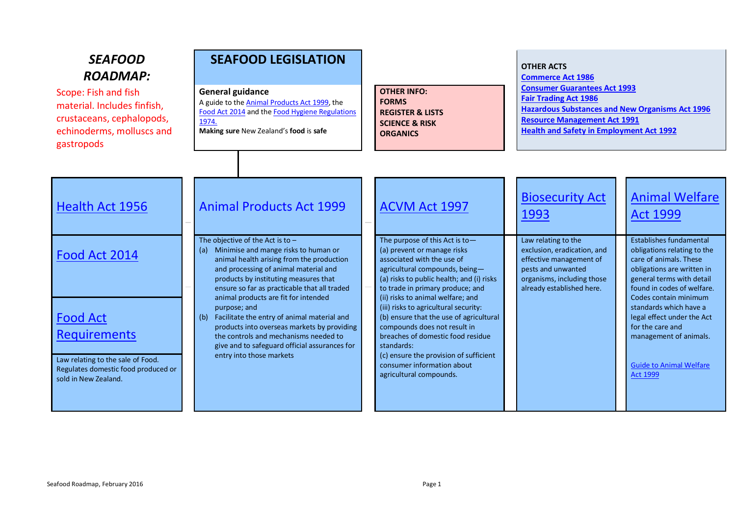# *SEAFOOD ROADMAP:*

Scope: Fish and fish material. Includes finfish, crustaceans, cephalopods, echinoderms, molluscs and gastropods

## SEAFOOD LEGISLATION

**General guidance**

A guide to the Animal Products Act 1999, the Food Act 2014 and the Food Hygiene Regulations 1974.

**Making sure** New Zealand's **food** is **safe**

**OTHER INFO:**
**FORMS**
**REGISTER & LISTS**
**SCIENCE & RISK**
**ORGANICS**

**OTHER ACTS**

- **Commerce Act 1986**
- **Consumer Guarantees Act 1993**
- **Fair Trading Act 1986**
- **Hazardous Substances and New Organisms Act 1996**
- **Resource Management Act 1991**
- **Health and Safety in Employment Act 1992**

## Health Act 1956

## Food Act 2014

## Food Act Requirements

Law relating to the sale of Food. Regulates domestic food produced or sold in New Zealand.

## Animal Products Act 1999

The objective of the Act is to –

(a) Minimise and mange risks to human or animal health arising from the production and processing of animal material and products by instituting measures that ensure so far as practicable that all traded animal products are fit for intended purpose; and

(b) Facilitate the entry of animal material and products into overseas markets by providing the controls and mechanisms needed to give and to safeguard official assurances for entry into those markets

## ACVM Act 1997

The purpose of this Act is to—

(a) prevent or manage risks associated with the use of agricultural compounds, being—

(a) risks to public health; and (i) risks to trade in primary produce; and

(ii) risks to animal welfare; and

(iii) risks to agricultural security:

(b) ensure that the use of agricultural compounds does not result in breaches of domestic food residue standards:

(c) ensure the provision of sufficient consumer information about agricultural compounds.

## Biosecurity Act 1993

Law relating to the exclusion, eradication, and effective management of pests and unwanted organisms, including those already established here.

## Animal Welfare Act 1999

Establishes fundamental obligations relating to the care of animals. These obligations are written in general terms with detail found in codes of welfare. Codes contain minimum standards which have a legal effect under the Act for the care and management of animals.

Guide to Animal Welfare Act 1999

Seafood Roadmap, February 2016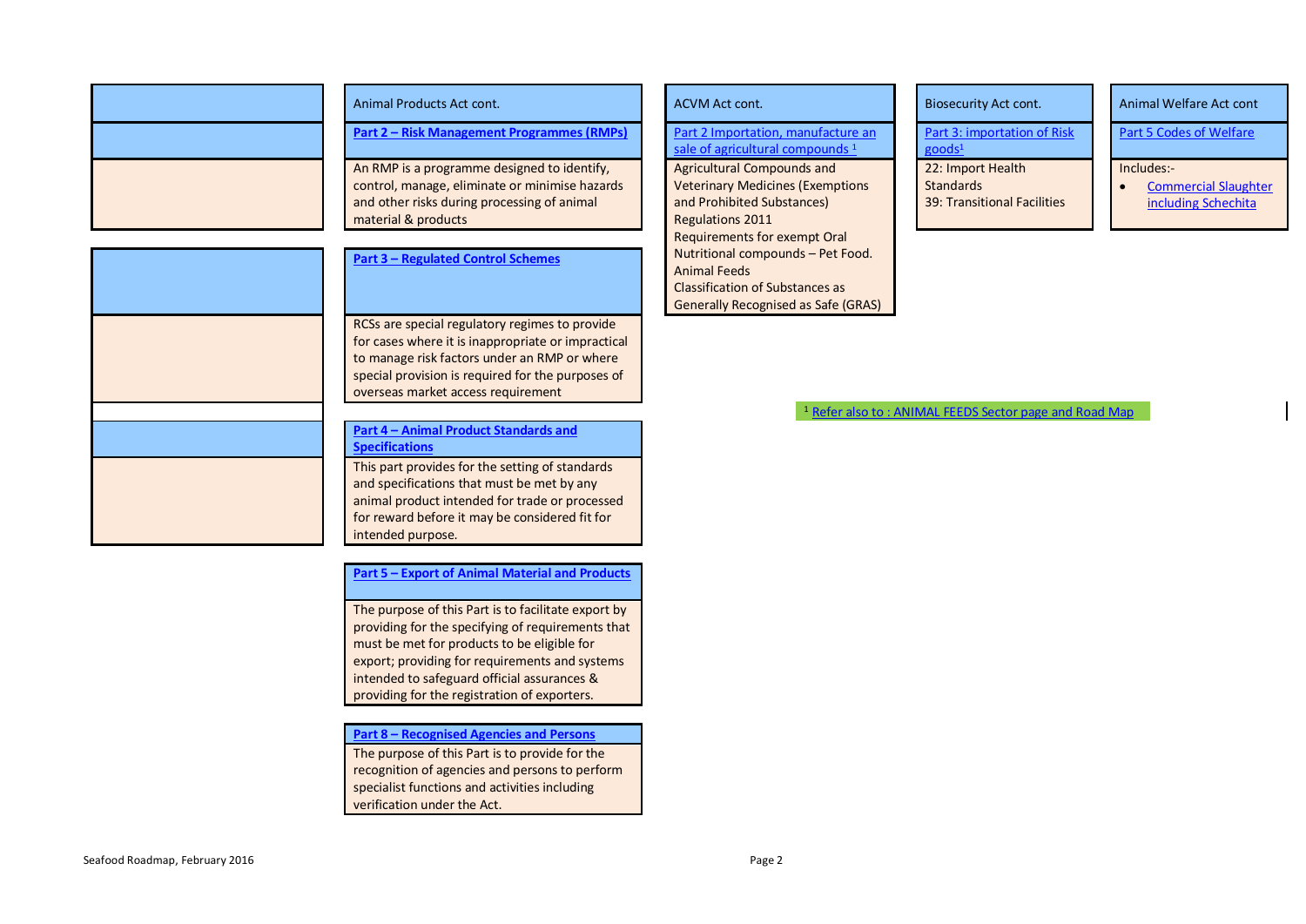| Animal Products Act cont. |
| --- |
| **Part 2 – Risk Management Programmes (RMPs)** |
| An RMP is a programme designed to identify, control, manage, eliminate or minimise hazards and other risks during processing of animal material & products |

| **Part 3 – Regulated Control Schemes** |
| --- |
| RCSs are special regulatory regimes to provide for cases where it is inappropriate or impractical to manage risk factors under an RMP or where special provision is required for the purposes of overseas market access requirement |

| **Part 4 – Animal Product Standards and Specifications** |
| --- |
| This part provides for the setting of standards and specifications that must be met by any animal product intended for trade or processed for reward before it may be considered fit for intended purpose. |

| **Part 5 – Export of Animal Material and Products** |
| --- |
| The purpose of this Part is to facilitate export by providing for the specifying of requirements that must be met for products to be eligible for export; providing for requirements and systems intended to safeguard official assurances & providing for the registration of exporters. |

| **Part 8 – Recognised Agencies and Persons** |
| --- |
| The purpose of this Part is to provide for the recognition of agencies and persons to perform specialist functions and activities including verification under the Act. |

| ACVM Act cont. |
| --- |
| Part 2 Importation, manufacture an sale of agricultural compounds [1] |
| Agricultural Compounds and Veterinary Medicines (Exemptions and Prohibited Substances) Regulations 2011<br>Requirements for exempt Oral Nutritional compounds – Pet Food.<br>Animal Feeds<br>Classification of Substances as Generally Recognised as Safe (GRAS) |

| Biosecurity Act cont. |
| --- |
| Part 3: importation of Risk goods[1] |
| 22: Import Health Standards<br>39: Transitional Facilities |

| Animal Welfare Act cont |
| --- |
| Part 5 Codes of Welfare |
| Includes:-<br>• Commercial Slaughter including Schechita |

[1] Refer also to : ANIMAL FEEDS Sector page and Road Map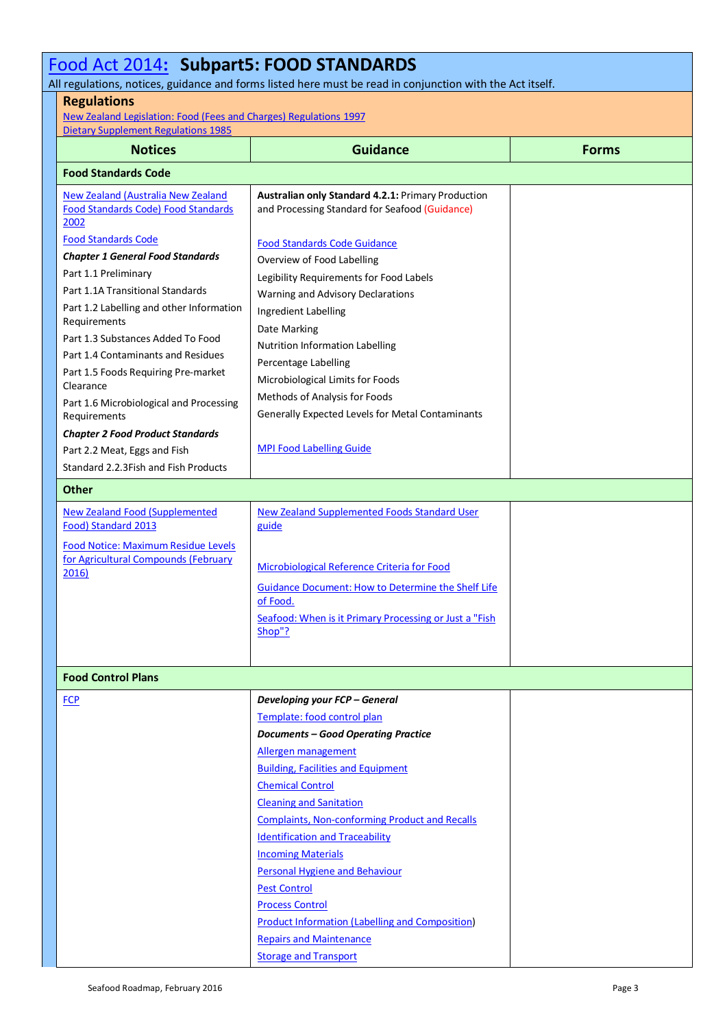# Food Act 2014: Subpart5: FOOD STANDARDS

All regulations, notices, guidance and forms listed here must be read in conjunction with the Act itself.

## Regulations

New Zealand Legislation: Food (Fees and Charges) Regulations 1997
Dietary Supplement Regulations 1985

| Notices | Guidance | Forms |
|---|---|---|
| **Food Standards Code** | | |
| New Zealand (Australia New Zealand Food Standards Code) Food Standards 2002<br>Food Standards Code<br>***Chapter 1 General Food Standards***<br>Part 1.1 Preliminary<br>Part 1.1A Transitional Standards<br>Part 1.2 Labelling and other Information Requirements<br>Part 1.3 Substances Added To Food<br>Part 1.4 Contaminants and Residues<br>Part 1.5 Foods Requiring Pre-market Clearance<br>Part 1.6 Microbiological and Processing Requirements<br>***Chapter 2 Food Product Standards***<br>Part 2.2 Meat, Eggs and Fish<br>Standard 2.2.3Fish and Fish Products | **Australian only Standard 4.2.1:** Primary Production and Processing Standard for Seafood (Guidance)<br><br>Food Standards Code Guidance<br>Overview of Food Labelling<br>Legibility Requirements for Food Labels<br>Warning and Advisory Declarations<br>Ingredient Labelling<br>Date Marking<br>Nutrition Information Labelling<br>Percentage Labelling<br>Microbiological Limits for Foods<br>Methods of Analysis for Foods<br>Generally Expected Levels for Metal Contaminants<br><br>MPI Food Labelling Guide | |
| **Other** | | |
| New Zealand Food (Supplemented Food) Standard 2013<br>Food Notice: Maximum Residue Levels for Agricultural Compounds (February 2016) | New Zealand Supplemented Foods Standard User guide<br><br>Microbiological Reference Criteria for Food<br>Guidance Document: How to Determine the Shelf Life of Food.<br>Seafood: When is it Primary Processing or Just a "Fish Shop"? | |
| **Food Control Plans** | | |
| FCP | ***Developing your FCP – General***<br>Template: food control plan<br>***Documents – Good Operating Practice***<br>Allergen management<br>Building, Facilities and Equipment<br>Chemical Control<br>Cleaning and Sanitation<br>Complaints, Non-conforming Product and Recalls<br>Identification and Traceability<br>Incoming Materials<br>Personal Hygiene and Behaviour<br>Pest Control<br>Process Control<br>Product Information (Labelling and Composition)<br>Repairs and Maintenance<br>Storage and Transport | |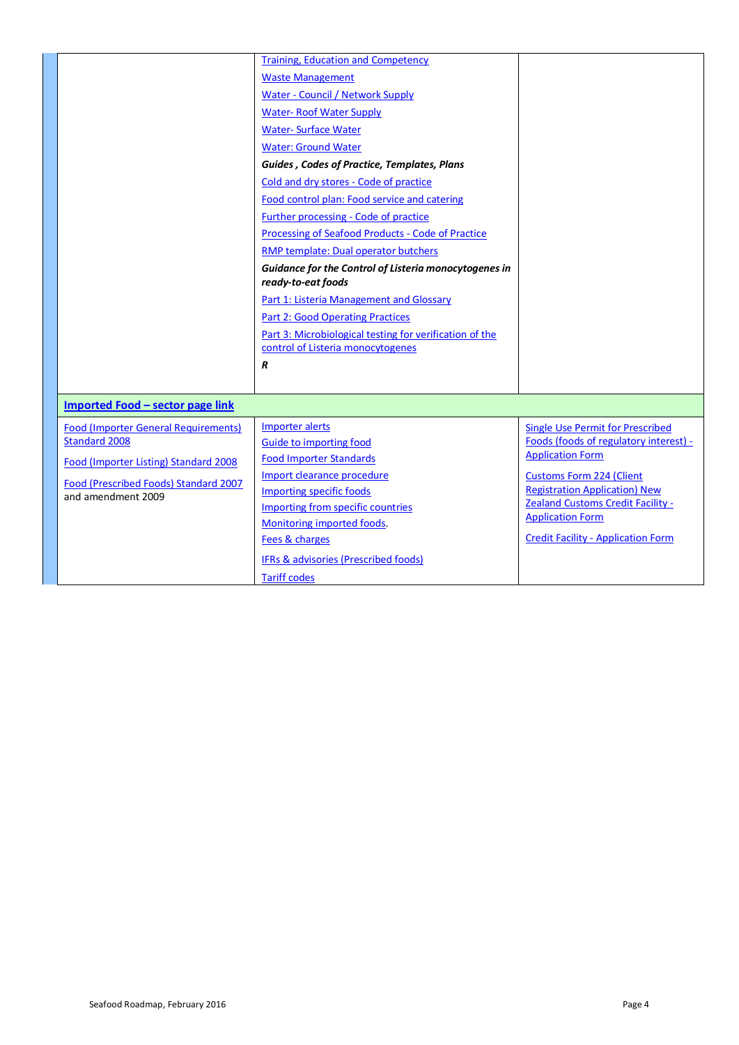| | | |
|---|---|---|
| | Training, Education and Competency<br>Waste Management<br>Water - Council / Network Supply<br>Water- Roof Water Supply<br>Water- Surface Water<br>Water: Ground Water<br>***Guides , Codes of Practice, Templates, Plans***<br>Cold and dry stores - Code of practice<br>Food control plan: Food service and catering<br>Further processing - Code of practice<br>Processing of Seafood Products - Code of Practice<br>RMP template: Dual operator butchers<br>***Guidance for the Control of Listeria monocytogenes in ready-to-eat foods***<br>Part 1: Listeria Management and Glossary<br>Part 2: Good Operating Practices<br>Part 3: Microbiological testing for verification of the control of Listeria monocytogenes<br>***R*** | |
| **Imported Food – sector page link** | | |
| Food (Importer General Requirements) Standard 2008<br>Food (Importer Listing) Standard 2008<br>Food (Prescribed Foods) Standard 2007 and amendment 2009 | Importer alerts<br>Guide to importing food<br>Food Importer Standards<br>Import clearance procedure<br>Importing specific foods<br>Importing from specific countries<br>Monitoring imported foods.<br>Fees & charges<br>IFRs & advisories (Prescribed foods)<br>Tariff codes | Single Use Permit for Prescribed Foods (foods of regulatory interest) - Application Form<br>Customs Form 224 (Client Registration Application) New Zealand Customs Credit Facility - Application Form<br>Credit Facility - Application Form |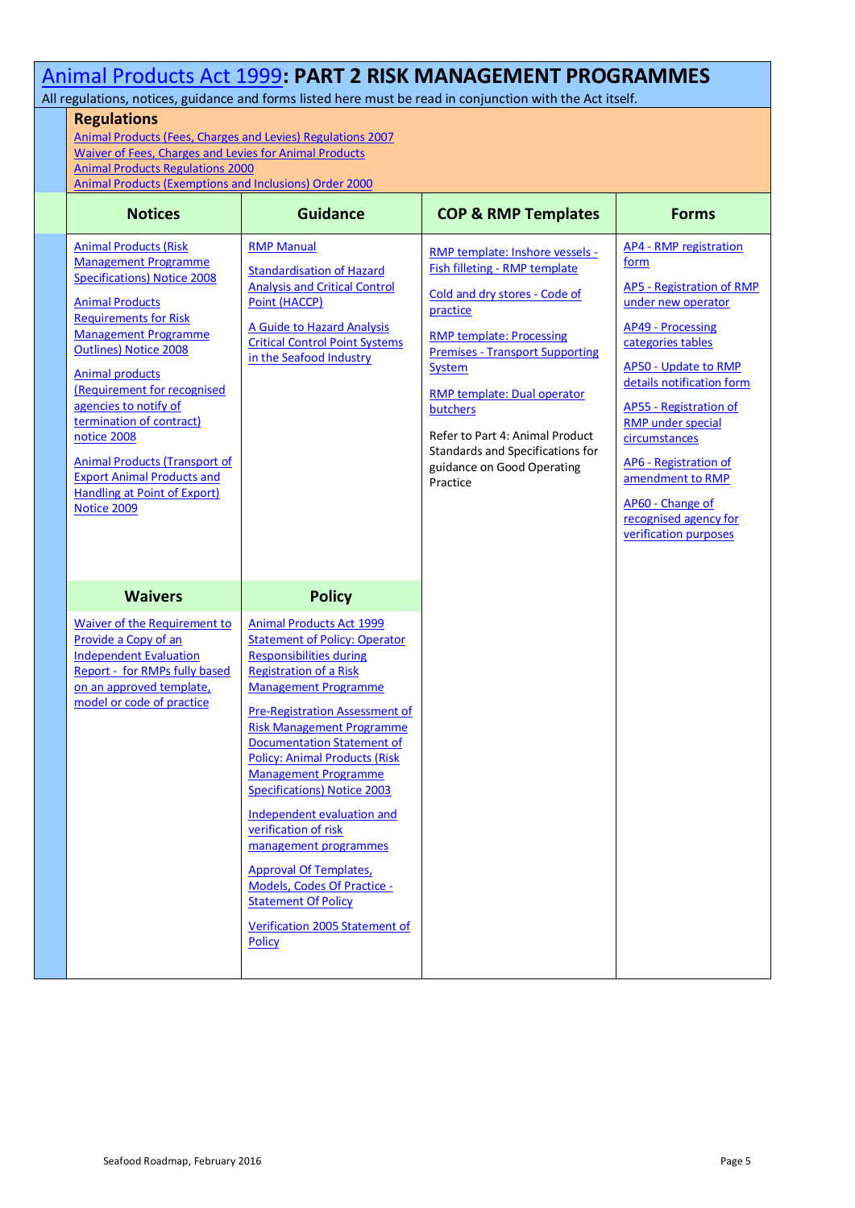# Animal Products Act 1999: PART 2 RISK MANAGEMENT PROGRAMMES

All regulations, notices, guidance and forms listed here must be read in conjunction with the Act itself.

## Regulations

- Animal Products (Fees, Charges and Levies) Regulations 2007
- Waiver of Fees, Charges and Levies for Animal Products
- Animal Products Regulations 2000
- Animal Products (Exemptions and Inclusions) Order 2000

| Notices | Guidance | COP & RMP Templates | Forms |
|---|---|---|---|
| Animal Products (Risk Management Programme Specifications) Notice 2008<br><br>Animal Products Requirements for Risk Management Programme Outlines) Notice 2008<br><br>Animal products (Requirement for recognised agencies to notify of termination of contract) notice 2008<br><br>Animal Products (Transport of Export Animal Products and Handling at Point of Export) Notice 2009 | RMP Manual<br><br>Standardisation of Hazard Analysis and Critical Control Point (HACCP)<br><br>A Guide to Hazard Analysis Critical Control Point Systems in the Seafood Industry | RMP template: Inshore vessels - Fish filleting - RMP template<br><br>Cold and dry stores - Code of practice<br><br>RMP template: Processing Premises - Transport Supporting System<br><br>RMP template: Dual operator butchers<br><br>Refer to Part 4: Animal Product Standards and Specifications for guidance on Good Operating Practice | AP4 - RMP registration form<br><br>AP5 - Registration of RMP under new operator<br><br>AP49 - Processing categories tables<br><br>AP50 - Update to RMP details notification form<br><br>AP55 - Registration of RMP under special circumstances<br><br>AP6 - Registration of amendment to RMP<br><br>AP60 - Change of recognised agency for verification purposes |
| **Waivers** | **Policy** | | |
| Waiver of the Requirement to Provide a Copy of an Independent Evaluation Report - for RMPs fully based on an approved template, model or code of practice | Animal Products Act 1999 Statement of Policy: Operator Responsibilities during Registration of a Risk Management Programme<br><br>Pre-Registration Assessment of Risk Management Programme Documentation Statement of Policy: Animal Products (Risk Management Programme Specifications) Notice 2003<br><br>Independent evaluation and verification of risk management programmes<br><br>Approval Of Templates, Models, Codes Of Practice - Statement Of Policy<br><br>Verification 2005 Statement of Policy | | |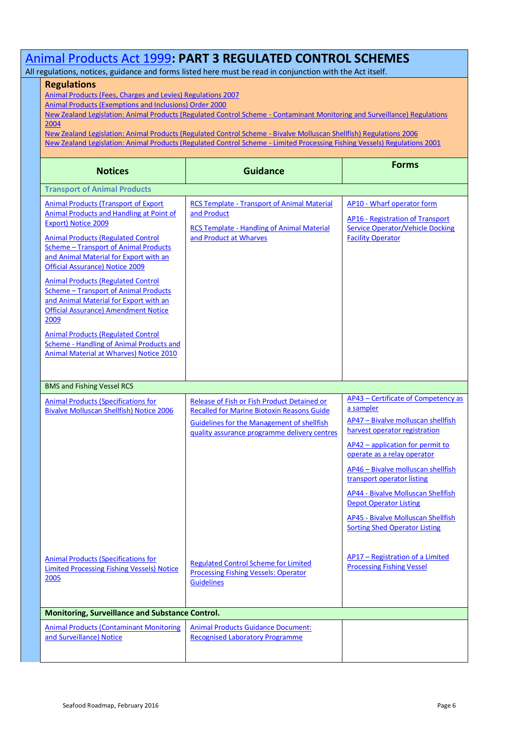# Animal Products Act 1999: PART 3 REGULATED CONTROL SCHEMES

All regulations, notices, guidance and forms listed here must be read in conjunction with the Act itself.

## Regulations

Animal Products (Fees, Charges and Levies) Regulations 2007
Animal Products (Exemptions and Inclusions) Order 2000
New Zealand Legislation: Animal Products (Regulated Control Scheme - Contaminant Monitoring and Surveillance) Regulations 2004
New Zealand Legislation: Animal Products (Regulated Control Scheme - Bivalve Molluscan Shellfish) Regulations 2006
New Zealand Legislation: Animal Products (Regulated Control Scheme - Limited Processing Fishing Vessels) Regulations 2001

| Notices | Guidance | Forms |
|---|---|---|
| **Transport of Animal Products** | | |
| Animal Products (Transport of Export Animal Products and Handling at Point of Export) Notice 2009<br><br>Animal Products (Regulated Control Scheme – Transport of Animal Products and Animal Material for Export with an Official Assurance) Notice 2009<br><br>Animal Products (Regulated Control Scheme – Transport of Animal Products and Animal Material for Export with an Official Assurance) Amendment Notice 2009<br><br>Animal Products (Regulated Control Scheme - Handling of Animal Products and Animal Material at Wharves) Notice 2010 | RCS Template - Transport of Animal Material and Product<br><br>RCS Template - Handling of Animal Material and Product at Wharves | AP10 - Wharf operator form<br><br>AP16 - Registration of Transport Service Operator/Vehicle Docking Facility Operator |
| BMS and Fishing Vessel RCS | | |
| Animal Products (Specifications for Bivalve Molluscan Shellfish) Notice 2006 | Release of Fish or Fish Product Detained or Recalled for Marine Biotoxin Reasons Guide<br><br>Guidelines for the Management of shellfish quality assurance programme delivery centres | AP43 – Certificate of Competency as a sampler<br><br>AP47 – Bivalve molluscan shellfish harvest operator registration<br><br>AP42 – application for permit to operate as a relay operator<br><br>AP46 – Bivalve molluscan shellfish transport operator listing<br><br>AP44 - Bivalve Molluscan Shellfish Depot Operator Listing<br><br>AP45 - Bivalve Molluscan Shellfish Sorting Shed Operator Listing |
| Animal Products (Specifications for Limited Processing Fishing Vessels) Notice 2005 | Regulated Control Scheme for Limited Processing Fishing Vessels: Operator Guidelines | AP17 – Registration of a Limited Processing Fishing Vessel |
| **Monitoring, Surveillance and Substance Control.** | | |
| Animal Products (Contaminant Monitoring and Surveillance) Notice | Animal Products Guidance Document: Recognised Laboratory Programme | |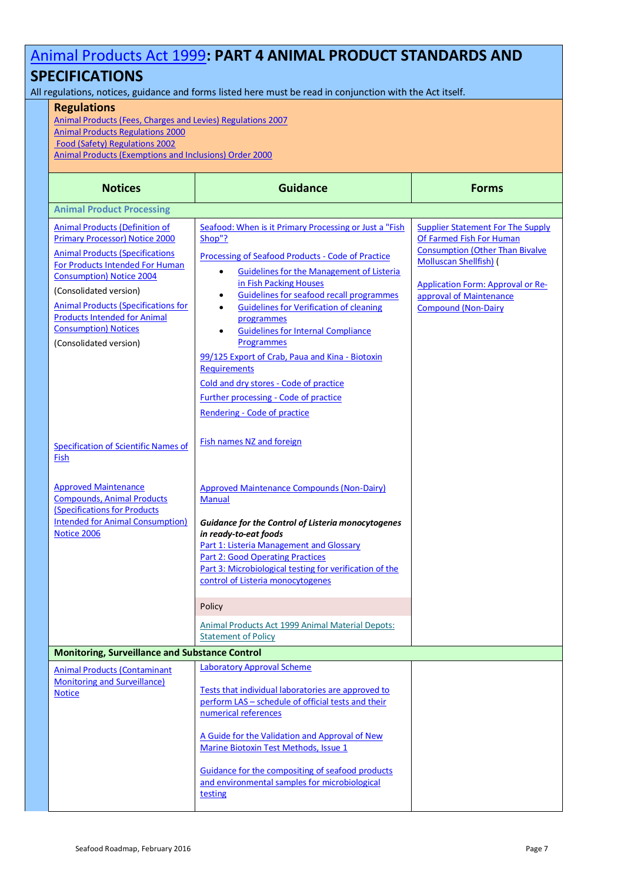# Animal Products Act 1999: PART 4 ANIMAL PRODUCT STANDARDS AND SPECIFICATIONS

All regulations, notices, guidance and forms listed here must be read in conjunction with the Act itself.

## Regulations

Animal Products (Fees, Charges and Levies) Regulations 2007
Animal Products Regulations 2000
Food (Safety) Regulations 2002
Animal Products (Exemptions and Inclusions) Order 2000

| Notices | Guidance | Forms |
|---|---|---|
| **Animal Product Processing** | | |
| Animal Products (Definition of Primary Processor) Notice 2000<br><br>Animal Products (Specifications For Products Intended For Human Consumption) Notice 2004<br>(Consolidated version)<br><br>Animal Products (Specifications for Products Intended for Animal Consumption) Notices<br>(Consolidated version) | Seafood: When is it Primary Processing or Just a "Fish Shop"?<br><br>Processing of Seafood Products - Code of Practice<br>• Guidelines for the Management of Listeria in Fish Packing Houses<br>• Guidelines for seafood recall programmes<br>• Guidelines for Verification of cleaning programmes<br>• Guidelines for Internal Compliance Programmes<br><br>99/125 Export of Crab, Paua and Kina - Biotoxin Requirements<br><br>Cold and dry stores - Code of practice<br><br>Further processing - Code of practice<br><br>Rendering - Code of practice | Supplier Statement For The Supply Of Farmed Fish For Human Consumption (Other Than Bivalve Molluscan Shellfish) (<br><br>Application Form: Approval or Re-approval of Maintenance Compound (Non-Dairy |
| Specification of Scientific Names of Fish | Fish names NZ and foreign | |
| Approved Maintenance Compounds, Animal Products (Specifications for Products Intended for Animal Consumption) Notice 2006 | Approved Maintenance Compounds (Non-Dairy) Manual<br><br>***Guidance for the Control of Listeria monocytogenes in ready-to-eat foods***<br>Part 1: Listeria Management and Glossary<br>Part 2: Good Operating Practices<br>Part 3: Microbiological testing for verification of the control of Listeria monocytogenes | |
| | Policy | |
| | Animal Products Act 1999 Animal Material Depots: Statement of Policy | |
| **Monitoring, Surveillance and Substance Control** | | |
| Animal Products (Contaminant Monitoring and Surveillance) Notice | Laboratory Approval Scheme<br><br>Tests that individual laboratories are approved to perform LAS – schedule of official tests and their numerical references<br><br>A Guide for the Validation and Approval of New Marine Biotoxin Test Methods, Issue 1<br><br>Guidance for the compositing of seafood products and environmental samples for microbiological testing | |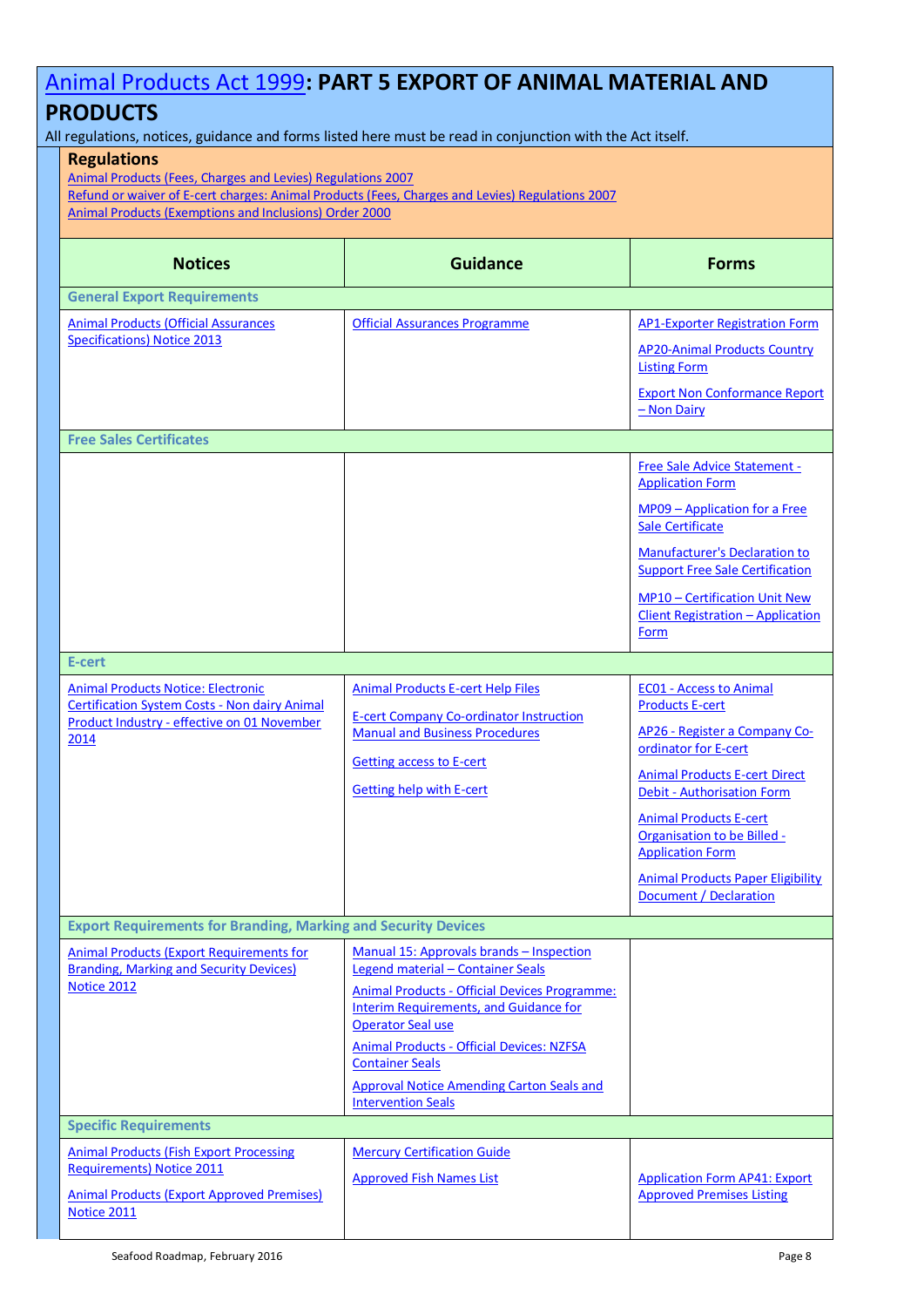# Animal Products Act 1999: PART 5 EXPORT OF ANIMAL MATERIAL AND PRODUCTS

All regulations, notices, guidance and forms listed here must be read in conjunction with the Act itself.

## Regulations

Animal Products (Fees, Charges and Levies) Regulations 2007

Refund or waiver of E-cert charges: Animal Products (Fees, Charges and Levies) Regulations 2007

Animal Products (Exemptions and Inclusions) Order 2000

| Notices | Guidance | Forms |
|---|---|---|
| **General Export Requirements** | | |
| Animal Products (Official Assurances Specifications) Notice 2013 | Official Assurances Programme | AP1-Exporter Registration Form<br>AP20-Animal Products Country Listing Form<br>Export Non Conformance Report – Non Dairy |
| **Free Sales Certificates** | | |
| | | Free Sale Advice Statement - Application Form<br>MP09 – Application for a Free Sale Certificate<br>Manufacturer's Declaration to Support Free Sale Certification<br>MP10 – Certification Unit New Client Registration – Application Form |
| **E-cert** | | |
| Animal Products Notice: Electronic Certification System Costs - Non dairy Animal Product Industry - effective on 01 November 2014 | Animal Products E-cert Help Files<br>E-cert Company Co-ordinator Instruction Manual and Business Procedures<br>Getting access to E-cert<br>Getting help with E-cert | EC01 - Access to Animal Products E-cert<br>AP26 - Register a Company Co-ordinator for E-cert<br>Animal Products E-cert Direct Debit - Authorisation Form<br>Animal Products E-cert Organisation to be Billed - Application Form<br>Animal Products Paper Eligibility Document / Declaration |
| **Export Requirements for Branding, Marking and Security Devices** | | |
| Animal Products (Export Requirements for Branding, Marking and Security Devices) Notice 2012 | Manual 15: Approvals brands – Inspection Legend material – Container Seals<br>Animal Products - Official Devices Programme: Interim Requirements, and Guidance for Operator Seal use<br>Animal Products - Official Devices: NZFSA Container Seals<br>Approval Notice Amending Carton Seals and Intervention Seals | |
| **Specific Requirements** | | |
| Animal Products (Fish Export Processing Requirements) Notice 2011<br>Animal Products (Export Approved Premises) Notice 2011 | Mercury Certification Guide<br>Approved Fish Names List | Application Form AP41: Export Approved Premises Listing |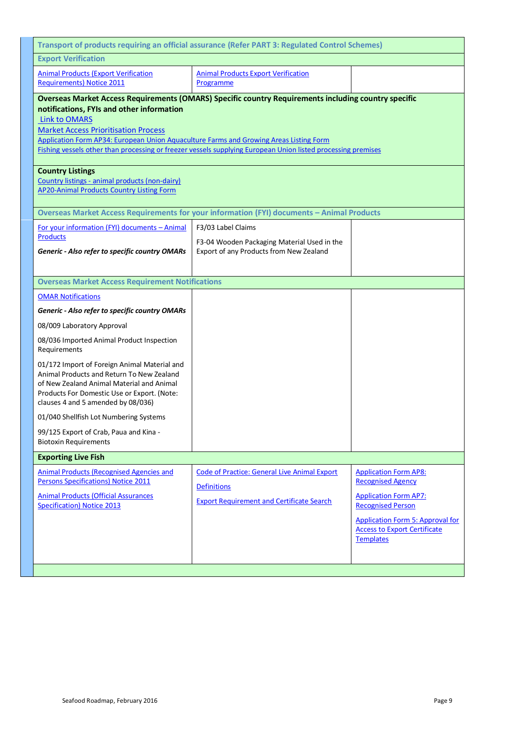| Transport of products requiring an official assurance (Refer PART 3: Regulated Control Schemes) | | |
|---|---|---|
| **Export Verification** | | |
| Animal Products (Export Verification Requirements) Notice 2011 | Animal Products Export Verification Programme | |
| **Overseas Market Access Requirements (OMARS) Specific country Requirements including country specific notifications, FYIs and other information**<br>Link to OMARS<br>Market Access Prioritisation Process<br>Application Form AP34: European Union Aquaculture Farms and Growing Areas Listing Form<br>Fishing vessels other than processing or freezer vessels supplying European Union listed processing premises | | |
| **Country Listings**<br>Country listings - animal products (non-dairy)<br>AP20-Animal Products Country Listing Form | | |
| **Overseas Market Access Requirements for your information (FYI) documents – Animal Products** | | |
| For your information (FYI) documents – Animal Products<br><br>***Generic - Also refer to specific country OMARs*** | F3/03 Label Claims<br><br>F3-04 Wooden Packaging Material Used in the Export of any Products from New Zealand | |
| **Overseas Market Access Requirement Notifications** | | |
| OMAR Notifications<br><br>***Generic - Also refer to specific country OMARs***<br><br>08/009 Laboratory Approval<br><br>08/036 Imported Animal Product Inspection Requirements<br><br>01/172 Import of Foreign Animal Material and Animal Products and Return To New Zealand of New Zealand Animal Material and Animal Products For Domestic Use or Export. (Note: clauses 4 and 5 amended by 08/036)<br><br>01/040 Shellfish Lot Numbering Systems<br><br>99/125 Export of Crab, Paua and Kina - Biotoxin Requirements | | |
| **Exporting Live Fish** | | |
| Animal Products (Recognised Agencies and Persons Specifications) Notice 2011<br><br>Animal Products (Official Assurances Specification) Notice 2013 | Code of Practice: General Live Animal Export<br><br>Definitions<br><br>Export Requirement and Certificate Search | Application Form AP8: Recognised Agency<br><br>Application Form AP7: Recognised Person<br><br>Application Form 5: Approval for Access to Export Certificate Templates |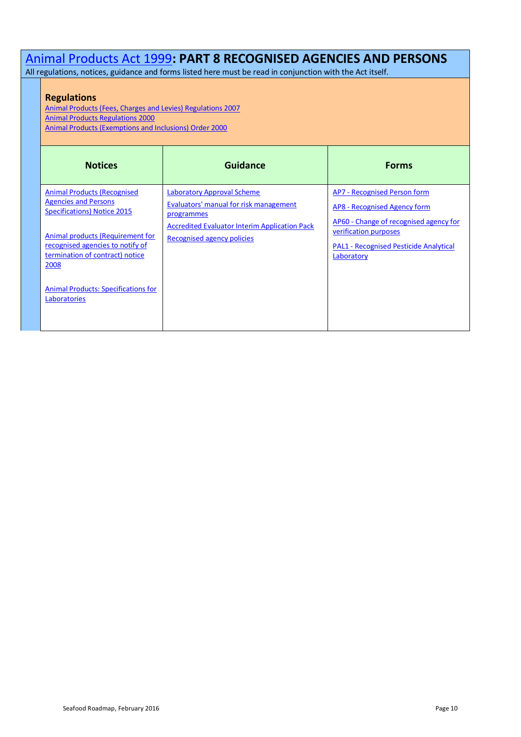# Animal Products Act 1999: PART 8 RECOGNISED AGENCIES AND PERSONS

All regulations, notices, guidance and forms listed here must be read in conjunction with the Act itself.

## Regulations

Animal Products (Fees, Charges and Levies) Regulations 2007
Animal Products Regulations 2000
Animal Products (Exemptions and Inclusions) Order 2000

| Notices | Guidance | Forms |
|---|---|---|
| Animal Products (Recognised Agencies and Persons Specifications) Notice 2015<br><br>Animal products (Requirement for recognised agencies to notify of termination of contract) notice 2008<br><br>Animal Products: Specifications for Laboratories | Laboratory Approval Scheme<br>Evaluators' manual for risk management programmes<br>Accredited Evaluator Interim Application Pack<br>Recognised agency policies | AP7 - Recognised Person form<br>AP8 - Recognised Agency form<br>AP60 - Change of recognised agency for verification purposes<br>PAL1 - Recognised Pesticide Analytical Laboratory |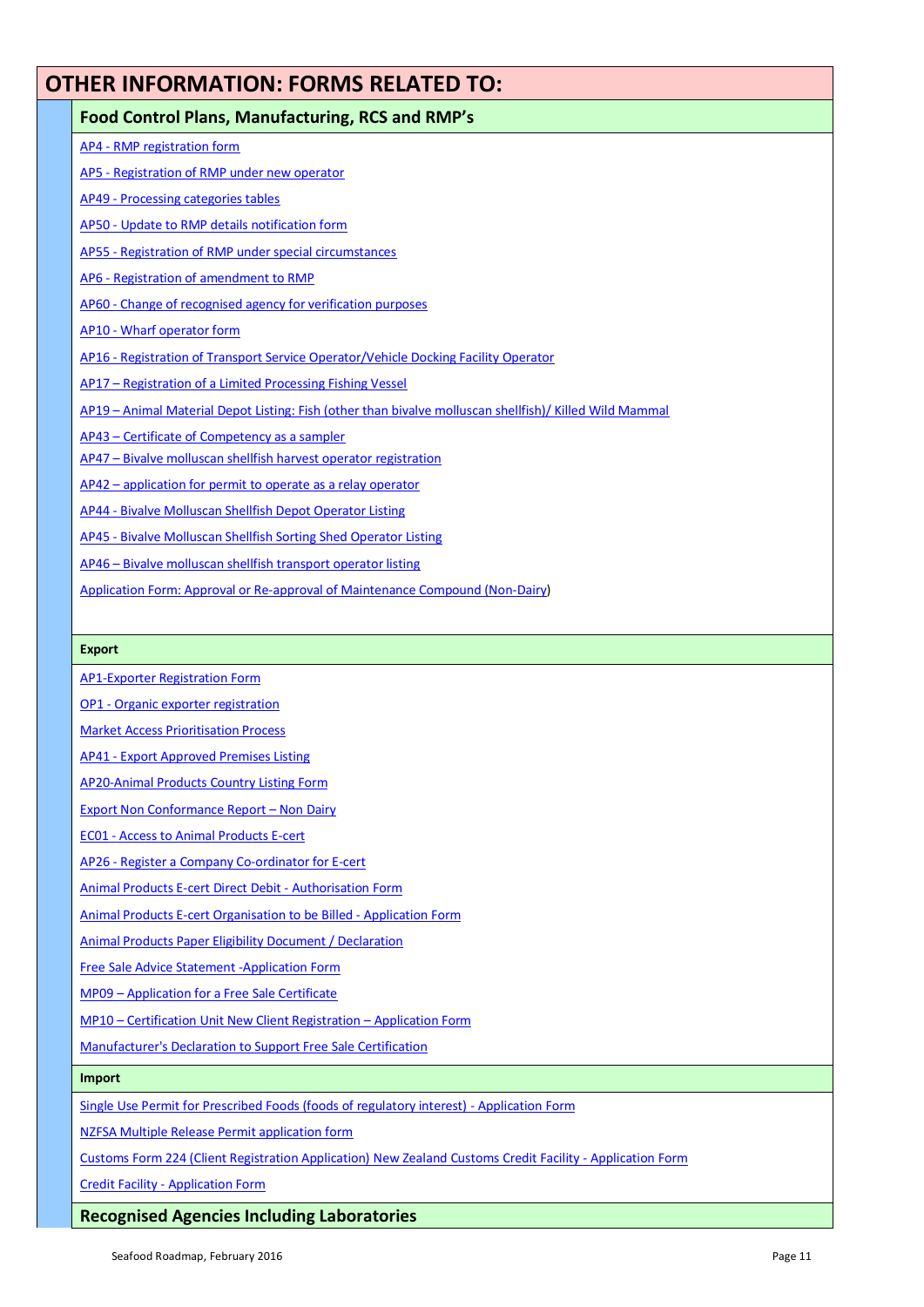# OTHER INFORMATION: FORMS RELATED TO:

## Food Control Plans, Manufacturing, RCS and RMP's

AP4 - RMP registration form

AP5 - Registration of RMP under new operator

AP49 - Processing categories tables

AP50 - Update to RMP details notification form

AP55 - Registration of RMP under special circumstances

AP6 - Registration of amendment to RMP

AP60 - Change of recognised agency for verification purposes

AP10 - Wharf operator form

AP16 - Registration of Transport Service Operator/Vehicle Docking Facility Operator

AP17 – Registration of a Limited Processing Fishing Vessel

AP19 – Animal Material Depot Listing: Fish (other than bivalve molluscan shellfish)/ Killed Wild Mammal

AP43 – Certificate of Competency as a sampler

AP47 – Bivalve molluscan shellfish harvest operator registration

AP42 – application for permit to operate as a relay operator

AP44 - Bivalve Molluscan Shellfish Depot Operator Listing

AP45 - Bivalve Molluscan Shellfish Sorting Shed Operator Listing

AP46 – Bivalve molluscan shellfish transport operator listing

Application Form: Approval or Re-approval of Maintenance Compound (Non-Dairy)

### Export

AP1-Exporter Registration Form

OP1 - Organic exporter registration

Market Access Prioritisation Process

AP41 - Export Approved Premises Listing

AP20-Animal Products Country Listing Form

Export Non Conformance Report – Non Dairy

EC01 - Access to Animal Products E-cert

AP26 - Register a Company Co-ordinator for E-cert

Animal Products E-cert Direct Debit - Authorisation Form

Animal Products E-cert Organisation to be Billed - Application Form

Animal Products Paper Eligibility Document / Declaration

Free Sale Advice Statement -Application Form

MP09 – Application for a Free Sale Certificate

MP10 – Certification Unit New Client Registration – Application Form

Manufacturer's Declaration to Support Free Sale Certification

### Import

Single Use Permit for Prescribed Foods (foods of regulatory interest) - Application Form

NZFSA Multiple Release Permit application form

Customs Form 224 (Client Registration Application) New Zealand Customs Credit Facility - Application Form

Credit Facility - Application Form

## Recognised Agencies Including Laboratories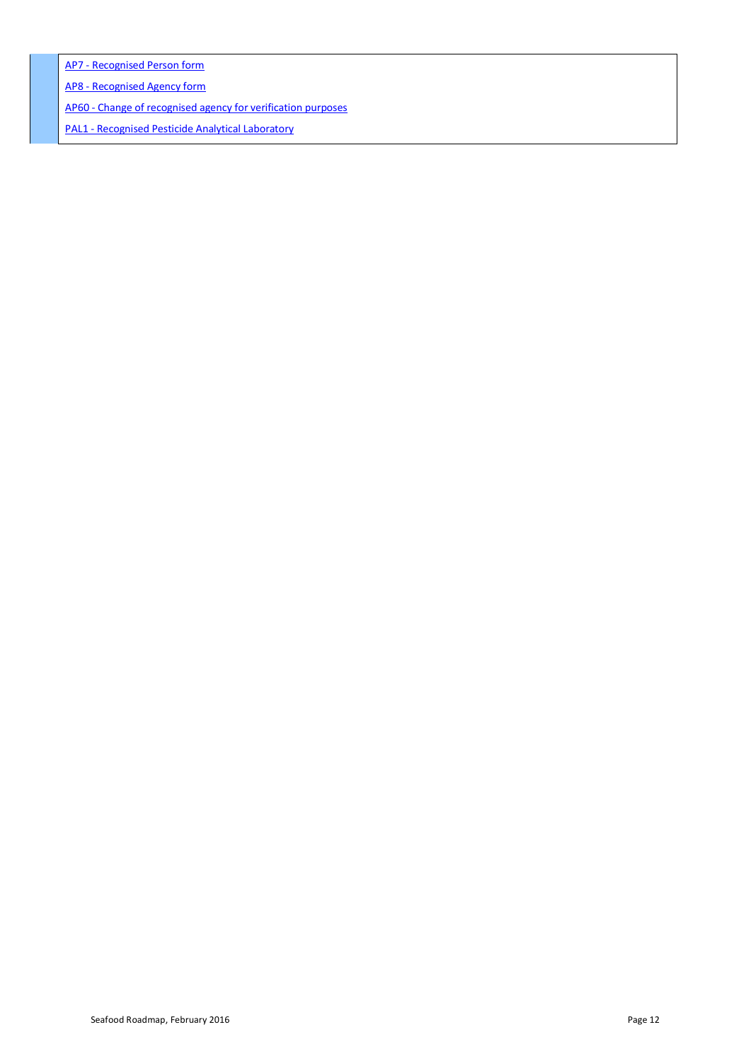AP7 - Recognised Person form

AP8 - Recognised Agency form

AP60 - Change of recognised agency for verification purposes

PAL1 - Recognised Pesticide Analytical Laboratory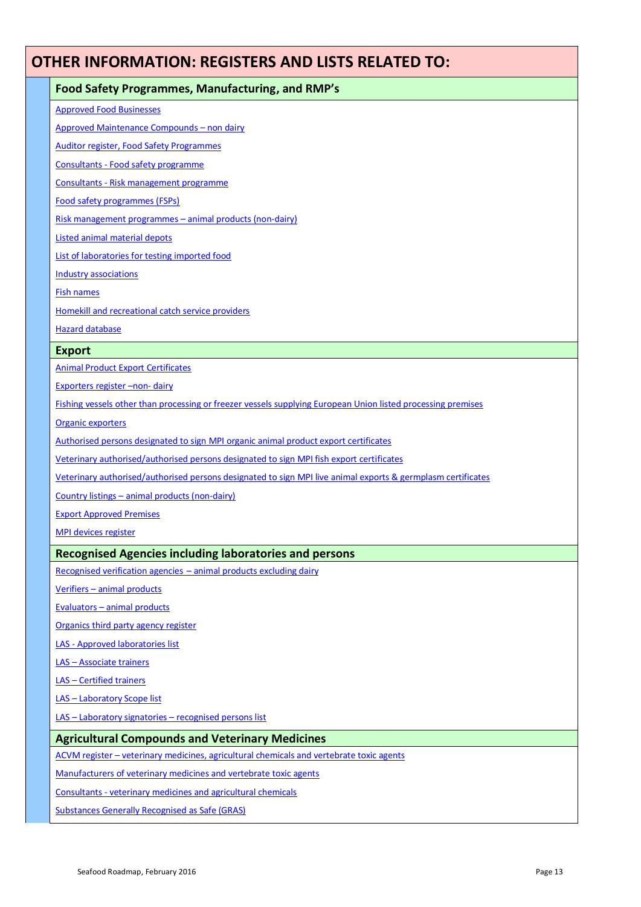# OTHER INFORMATION: REGISTERS AND LISTS RELATED TO:

## Food Safety Programmes, Manufacturing, and RMP's

- Approved Food Businesses
- Approved Maintenance Compounds – non dairy
- Auditor register, Food Safety Programmes
- Consultants - Food safety programme
- Consultants - Risk management programme
- Food safety programmes (FSPs)
- Risk management programmes – animal products (non-dairy)
- Listed animal material depots
- List of laboratories for testing imported food
- Industry associations
- Fish names
- Homekill and recreational catch service providers
- Hazard database

## Export

- Animal Product Export Certificates
- Exporters register –non- dairy
- Fishing vessels other than processing or freezer vessels supplying European Union listed processing premises
- Organic exporters
- Authorised persons designated to sign MPI organic animal product export certificates
- Veterinary authorised/authorised persons designated to sign MPI fish export certificates
- Veterinary authorised/authorised persons designated to sign MPI live animal exports & germplasm certificates
- Country listings – animal products (non-dairy)
- Export Approved Premises
- MPI devices register

## Recognised Agencies including laboratories and persons

- Recognised verification agencies – animal products excluding dairy
- Verifiers – animal products
- Evaluators – animal products
- Organics third party agency register
- LAS - Approved laboratories list
- LAS – Associate trainers
- LAS – Certified trainers
- LAS – Laboratory Scope list
- LAS – Laboratory signatories – recognised persons list

## Agricultural Compounds and Veterinary Medicines

- ACVM register – veterinary medicines, agricultural chemicals and vertebrate toxic agents
- Manufacturers of veterinary medicines and vertebrate toxic agents
- Consultants - veterinary medicines and agricultural chemicals
- Substances Generally Recognised as Safe (GRAS)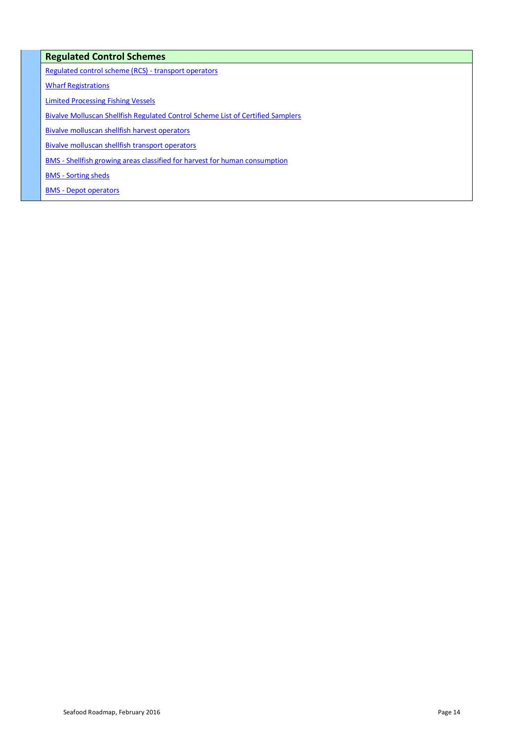## Regulated Control Schemes

Regulated control scheme (RCS) - transport operators

Wharf Registrations

Limited Processing Fishing Vessels

Bivalve Molluscan Shellfish Regulated Control Scheme List of Certified Samplers

Bivalve molluscan shellfish harvest operators

Bivalve molluscan shellfish transport operators

BMS - Shellfish growing areas classified for harvest for human consumption

BMS - Sorting sheds

BMS - Depot operators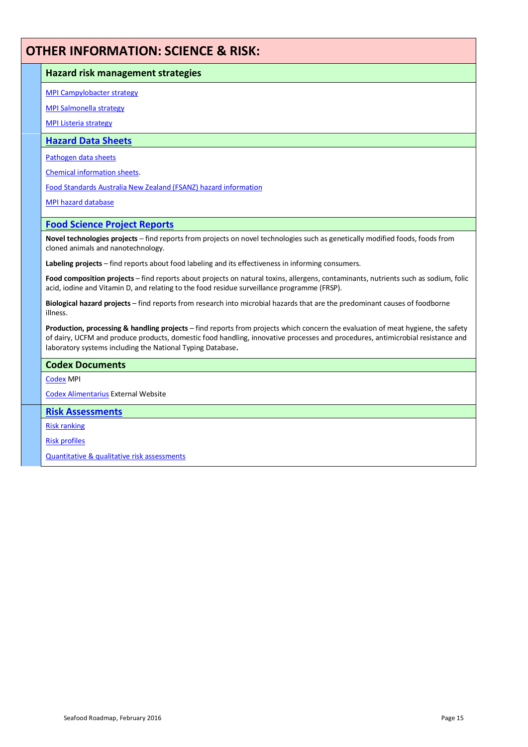# OTHER INFORMATION: SCIENCE & RISK:

## Hazard risk management strategies

MPI Campylobacter strategy

MPI Salmonella strategy

MPI Listeria strategy

## Hazard Data Sheets

Pathogen data sheets

Chemical information sheets.

Food Standards Australia New Zealand (FSANZ) hazard information

MPI hazard database

## Food Science Project Reports

**Novel technologies projects** – find reports from projects on novel technologies such as genetically modified foods, foods from cloned animals and nanotechnology.

**Labeling projects** – find reports about food labeling and its effectiveness in informing consumers.

**Food composition projects** – find reports about projects on natural toxins, allergens, contaminants, nutrients such as sodium, folic acid, iodine and Vitamin D, and relating to the food residue surveillance programme (FRSP).

**Biological hazard projects** – find reports from research into microbial hazards that are the predominant causes of foodborne illness.

**Production, processing & handling projects** – find reports from projects which concern the evaluation of meat hygiene, the safety of dairy, UCFM and produce products, domestic food handling, innovative processes and procedures, antimicrobial resistance and laboratory systems including the National Typing Database**.**

## Codex Documents

Codex MPI

Codex Alimentarius External Website

## Risk Assessments

Risk ranking

Risk profiles

Quantitative & qualitative risk assessments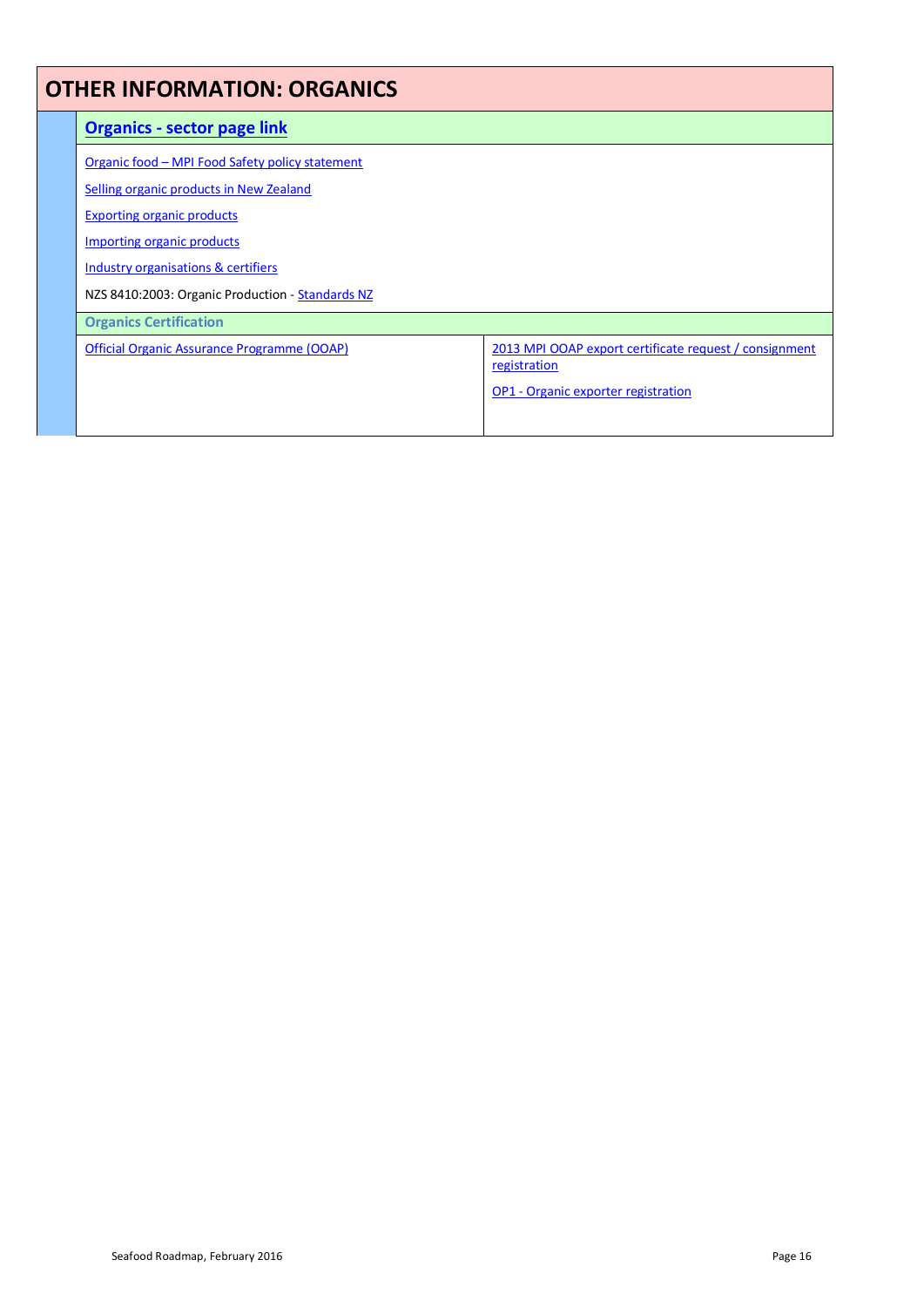# OTHER INFORMATION: ORGANICS

## Organics - sector page link

Organic food – MPI Food Safety policy statement

Selling organic products in New Zealand

Exporting organic products

Importing organic products

Industry organisations & certifiers

NZS 8410:2003: Organic Production - Standards NZ

### Organics Certification

| | |
|---|---|
| Official Organic Assurance Programme (OOAP) | 2013 MPI OOAP export certificate request / consignment registration<br><br>OP1 - Organic exporter registration |